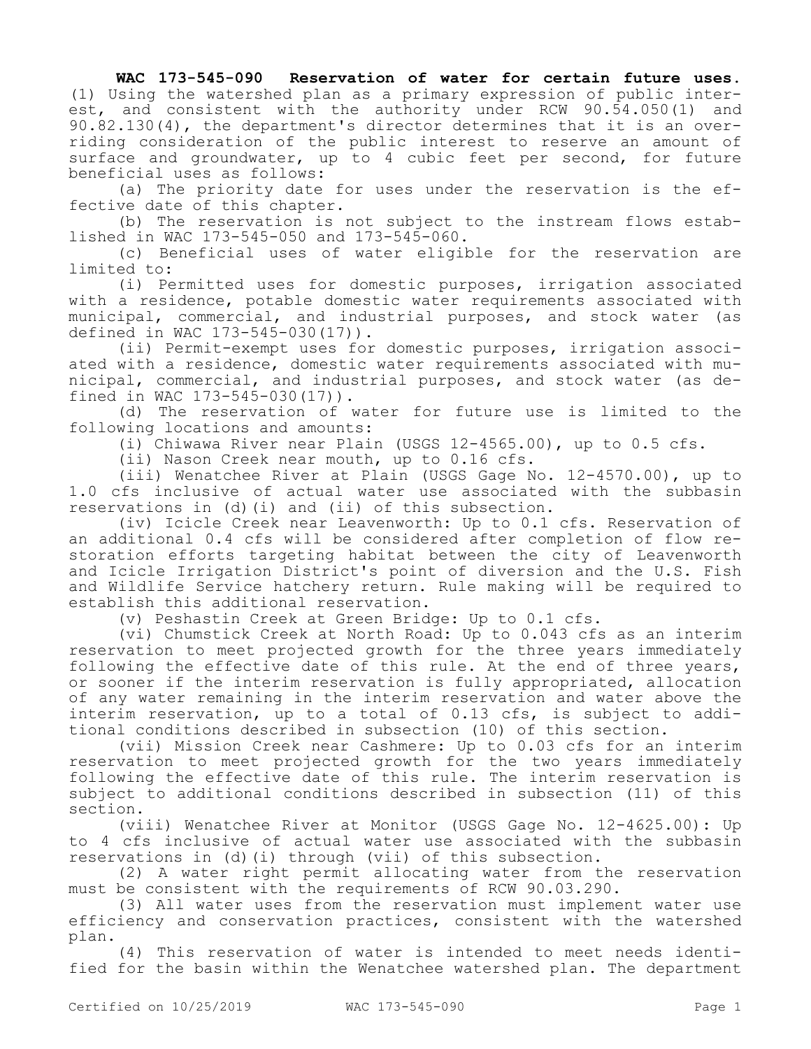**WAC 173-545-090 Reservation of water for certain future uses.** (1) Using the watershed plan as a primary expression of public interest, and consistent with the authority under RCW 90.54.050(1) and 90.82.130(4), the department's director determines that it is an overriding consideration of the public interest to reserve an amount of surface and groundwater, up to 4 cubic feet per second, for future beneficial uses as follows:

(a) The priority date for uses under the reservation is the effective date of this chapter.

(b) The reservation is not subject to the instream flows established in WAC 173-545-050 and 173-545-060.

(c) Beneficial uses of water eligible for the reservation are limited to:

(i) Permitted uses for domestic purposes, irrigation associated with a residence, potable domestic water requirements associated with municipal, commercial, and industrial purposes, and stock water (as defined in WAC 173-545-030(17)).

(ii) Permit-exempt uses for domestic purposes, irrigation associated with a residence, domestic water requirements associated with municipal, commercial, and industrial purposes, and stock water (as defined in WAC 173-545-030(17)).

(d) The reservation of water for future use is limited to the following locations and amounts:

(i) Chiwawa River near Plain (USGS 12-4565.00), up to 0.5 cfs.

(ii) Nason Creek near mouth, up to 0.16 cfs.

(iii) Wenatchee River at Plain (USGS Gage No. 12-4570.00), up to 1.0 cfs inclusive of actual water use associated with the subbasin reservations in (d)(i) and (ii) of this subsection.

(iv) Icicle Creek near Leavenworth: Up to 0.1 cfs. Reservation of an additional 0.4 cfs will be considered after completion of flow restoration efforts targeting habitat between the city of Leavenworth and Icicle Irrigation District's point of diversion and the U.S. Fish and Wildlife Service hatchery return. Rule making will be required to establish this additional reservation.

(v) Peshastin Creek at Green Bridge: Up to 0.1 cfs.

(vi) Chumstick Creek at North Road: Up to 0.043 cfs as an interim reservation to meet projected growth for the three years immediately following the effective date of this rule. At the end of three years, or sooner if the interim reservation is fully appropriated, allocation of any water remaining in the interim reservation and water above the interim reservation, up to a total of 0.13 cfs, is subject to additional conditions described in subsection (10) of this section.

(vii) Mission Creek near Cashmere: Up to 0.03 cfs for an interim reservation to meet projected growth for the two years immediately following the effective date of this rule. The interim reservation is subject to additional conditions described in subsection (11) of this section.

(viii) Wenatchee River at Monitor (USGS Gage No. 12-4625.00): Up to 4 cfs inclusive of actual water use associated with the subbasin reservations in (d)(i) through (vii) of this subsection.

(2) A water right permit allocating water from the reservation must be consistent with the requirements of RCW 90.03.290.

(3) All water uses from the reservation must implement water use efficiency and conservation practices, consistent with the watershed plan.

(4) This reservation of water is intended to meet needs identified for the basin within the Wenatchee watershed plan. The department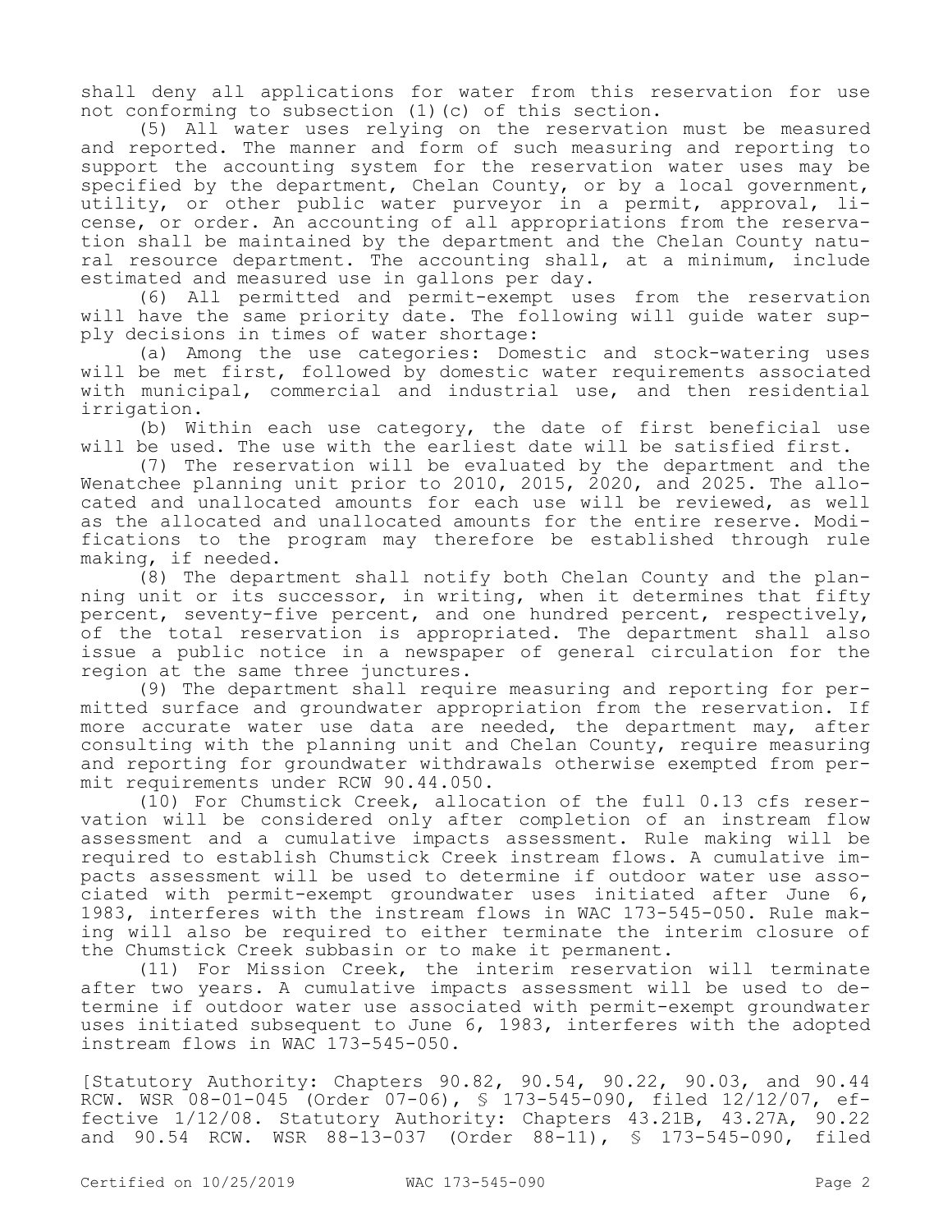shall deny all applications for water from this reservation for use not conforming to subsection (1)(c) of this section.

(5) All water uses relying on the reservation must be measured and reported. The manner and form of such measuring and reporting to support the accounting system for the reservation water uses may be specified by the department, Chelan County, or by a local government, utility, or other public water purveyor in a permit, approval, license, or order. An accounting of all appropriations from the reservation shall be maintained by the department and the Chelan County natural resource department. The accounting shall, at a minimum, include estimated and measured use in gallons per day.

(6) All permitted and permit-exempt uses from the reservation will have the same priority date. The following will guide water supply decisions in times of water shortage:

(a) Among the use categories: Domestic and stock-watering uses will be met first, followed by domestic water requirements associated with municipal, commercial and industrial use, and then residential irrigation.

(b) Within each use category, the date of first beneficial use will be used. The use with the earliest date will be satisfied first.

(7) The reservation will be evaluated by the department and the Wenatchee planning unit prior to 2010, 2015, 2020, and 2025. The allocated and unallocated amounts for each use will be reviewed, as well as the allocated and unallocated amounts for the entire reserve. Modifications to the program may therefore be established through rule making, if needed.

(8) The department shall notify both Chelan County and the planning unit or its successor, in writing, when it determines that fifty percent, seventy-five percent, and one hundred percent, respectively, of the total reservation is appropriated. The department shall also issue a public notice in a newspaper of general circulation for the region at the same three junctures.

(9) The department shall require measuring and reporting for permitted surface and groundwater appropriation from the reservation. If more accurate water use data are needed, the department may, after consulting with the planning unit and Chelan County, require measuring and reporting for groundwater withdrawals otherwise exempted from permit requirements under RCW 90.44.050.

(10) For Chumstick Creek, allocation of the full 0.13 cfs reservation will be considered only after completion of an instream flow assessment and a cumulative impacts assessment. Rule making will be required to establish Chumstick Creek instream flows. A cumulative impacts assessment will be used to determine if outdoor water use associated with permit-exempt groundwater uses initiated after June 6, 1983, interferes with the instream flows in WAC 173-545-050. Rule making will also be required to either terminate the interim closure of the Chumstick Creek subbasin or to make it permanent.

(11) For Mission Creek, the interim reservation will terminate after two years. A cumulative impacts assessment will be used to determine if outdoor water use associated with permit-exempt groundwater uses initiated subsequent to June 6, 1983, interferes with the adopted instream flows in WAC 173-545-050.

[Statutory Authority: Chapters 90.82, 90.54, 90.22, 90.03, and 90.44 RCW. WSR 08-01-045 (Order 07-06), § 173-545-090, filed 12/12/07, effective 1/12/08. Statutory Authority: Chapters 43.21B, 43.27A, 90.22 and 90.54 RCW. WSR 88-13-037 (Order 88-11), § 173-545-090, filed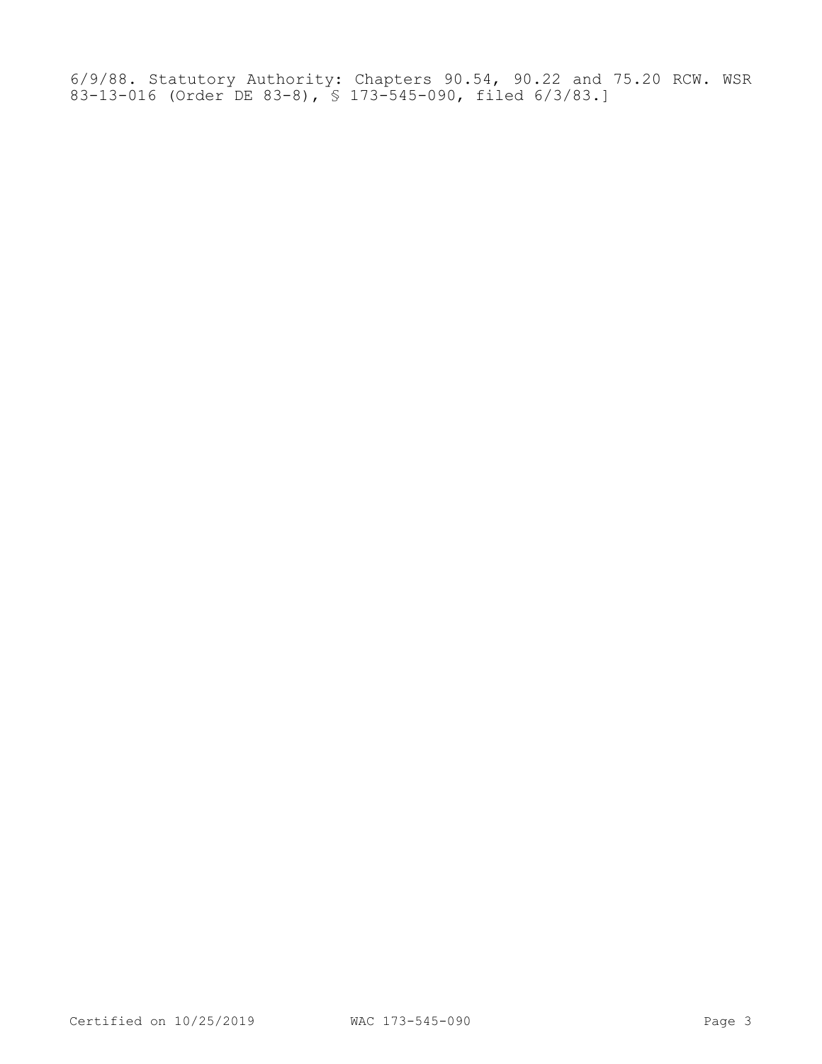6/9/88. Statutory Authority: Chapters 90.54, 90.22 and 75.20 RCW. WSR 83-13-016 (Order DE 83-8), § 173-545-090, filed 6/3/83.]